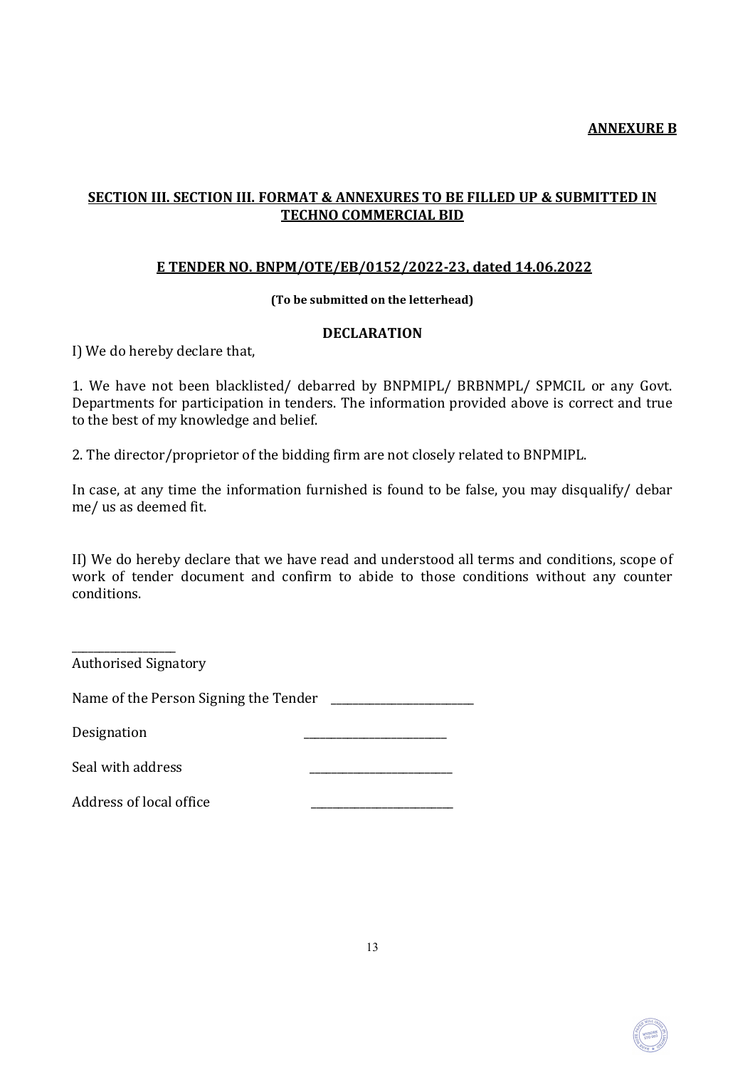**ANNEXURE B**

**SECTION III. SECTION III. FORMAT & ANNEXURES TO BE FILLED UP & SUBMITTED IN TECHNO COMMERCIAL BID**

**E TENDER NO. BNPM/OTE/EB/0152/2022-23, dated 14.06.2022**

**(To be submitted on the letterhead)**

**DECLARATION**

I) We do hereby declare that,

1. We have not been blacklisted/ debarred by BNPMIPL/ BRBNMPL/ SPMCIL or any Govt. Departments for participation in tenders. The information provided above is correct and true to the best of my knowledge and belief.

2. The director/proprietor of the bidding firm are not closely related to BNPMIPL.

In case, at any time the information furnished is found to be false, you may disqualify/ debar me/ us as deemed fit.

II) We do hereby declare that we have read and understood all terms and conditions, scope of work of tender document and confirm to abide to those conditions without any counter conditions.

\_\_\_\_\_\_\_\_\_\_\_\_\_\_\_\_\_\_\_

Authorised Signatory

Name of the Person Signing the Tender \_\_\_\_\_\_\_\_\_\_\_\_\_\_\_\_\_\_\_\_\_\_\_\_\_\_

Designation \_\_\_\_\_\_\_\_\_\_\_\_\_\_\_\_\_\_\_\_\_\_\_\_\_\_

Seal with address \_\_\_\_\_\_\_\_\_\_\_\_\_\_\_\_\_\_\_\_\_\_\_\_\_\_

Address of local office \_\_\_\_\_\_\_\_\_\_\_\_\_\_\_\_\_\_\_\_\_\_\_\_\_\_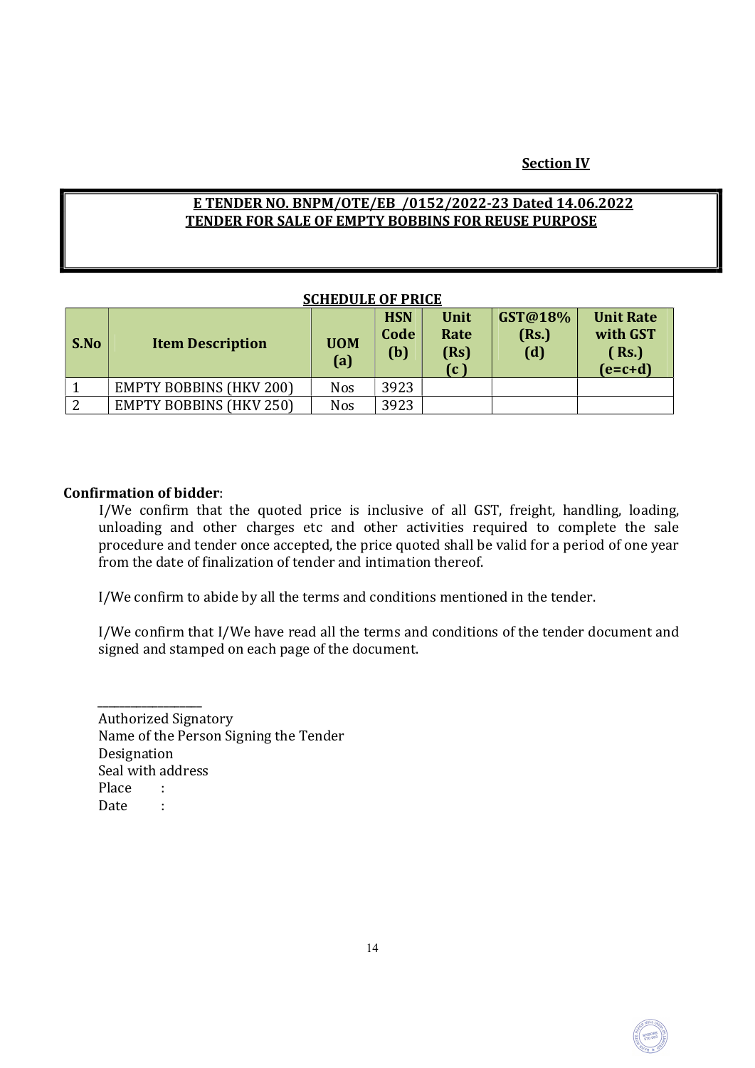**Section IV**

**E TENDER NO. BNPM/OTE/EB /0152/2022-23 Dated 14.06.2022**
**TENDER FOR SALE OF EMPTY BOBBINS FOR REUSE PURPOSE**

**SCHEDULE OF PRICE**

| S.No | Item Description | UOM (a) | HSN Code (b) | Unit Rate (Rs) (c ) | GST@18% (Rs.) (d) | Unit Rate with GST ( Rs.) (e=c+d) |
|---|---|---|---|---|---|---|
| 1 | EMPTY BOBBINS (HKV 200) | Nos | 3923 | | | |
| 2 | EMPTY BOBBINS (HKV 250) | Nos | 3923 | | | |

**Confirmation of bidder**:

I/We confirm that the quoted price is inclusive of all GST, freight, handling, loading, unloading and other charges etc and other activities required to complete the sale procedure and tender once accepted, the price quoted shall be valid for a period of one year from the date of finalization of tender and intimation thereof.

I/We confirm to abide by all the terms and conditions mentioned in the tender.

I/We confirm that I/We have read all the terms and conditions of the tender document and signed and stamped on each page of the document.

\_\_\_\_\_\_\_\_\_\_\_\_\_\_\_\_\_\_

Authorized Signatory
Name of the Person Signing the Tender
Designation
Seal with address
Place :
Date :